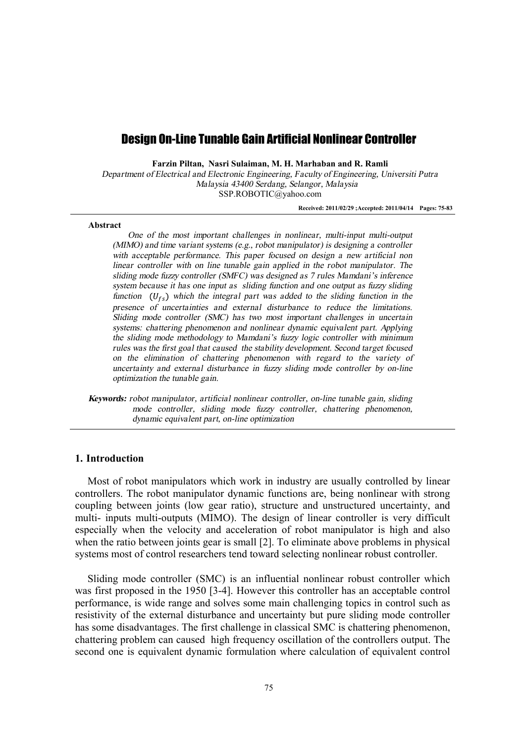# Design On-Line Tunable Gain Artificial Nonlinear Controller

**Farzin Piltan, Nasri Sulaiman, M. H. Marhaban and R. Ramli**

*Department of Electrical and Electronic Engineering, Faculty of Engineering, Universiti Putra Malaysia 43400 Serdang, Selangor, Malaysia*

SSP.ROBOTIC@yahoo.com

**Received: 2011/02/29 ;Accepted: 2011/04/14 Pages: 75-83**

**Abstract**

*One of the most important challenges in nonlinear, multi-input multi-output (MIMO) and time variant systems (e.g., robot manipulator) is designing a controller with acceptable performance. This paper focused on design a new artificial non linear controller with on line tunable gain applied in the robot manipulator. The sliding mode fuzzy controller (SMFC) was designed as 7 rules Mamdani's inference system because it has one input as sliding function and one output as fuzzy sliding function ($U_{fs}$) which the integral part was added to the sliding function in the presence of uncertainties and external disturbance to reduce the limitations. Sliding mode controller (SMC) has two most important challenges in uncertain systems: chattering phenomenon and nonlinear dynamic equivalent part. Applying the sliding mode methodology to Mamdani's fuzzy logic controller with minimum rules was the first goal that caused the stability development. Second target focused on the elimination of chattering phenomenon with regard to the variety of uncertainty and external disturbance in fuzzy sliding mode controller by on-line optimization the tunable gain.*

***Keywords:*** *robot manipulator, artificial nonlinear controller, on-line tunable gain, sliding mode controller, sliding mode fuzzy controller, chattering phenomenon, dynamic equivalent part, on-line optimization*

## 1. Introduction

Most of robot manipulators which work in industry are usually controlled by linear controllers. The robot manipulator dynamic functions are, being nonlinear with strong coupling between joints (low gear ratio), structure and unstructured uncertainty, and multi- inputs multi-outputs (MIMO). The design of linear controller is very difficult especially when the velocity and acceleration of robot manipulator is high and also when the ratio between joints gear is small [2]. To eliminate above problems in physical systems most of control researchers tend toward selecting nonlinear robust controller.

Sliding mode controller (SMC) is an influential nonlinear robust controller which was first proposed in the 1950 [3-4]. However this controller has an acceptable control performance, is wide range and solves some main challenging topics in control such as resistivity of the external disturbance and uncertainty but pure sliding mode controller has some disadvantages. The first challenge in classical SMC is chattering phenomenon, chattering problem can caused high frequency oscillation of the controllers output. The second one is equivalent dynamic formulation where calculation of equivalent control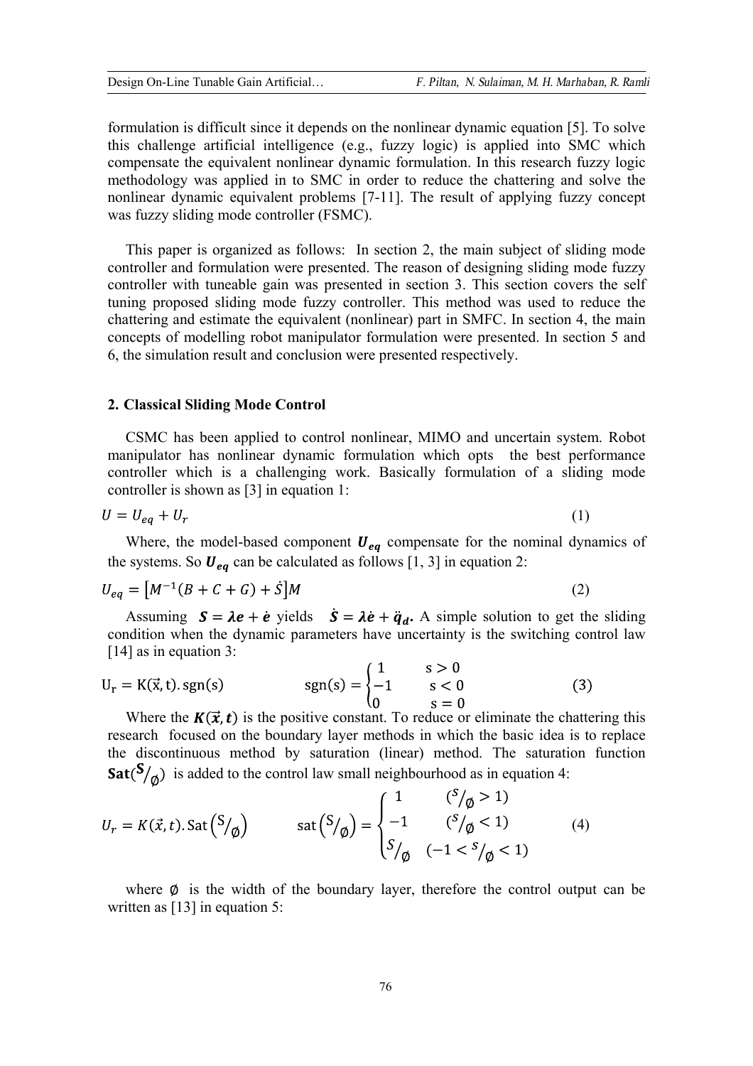formulation is difficult since it depends on the nonlinear dynamic equation [5]. To solve this challenge artificial intelligence (e.g., fuzzy logic) is applied into SMC which compensate the equivalent nonlinear dynamic formulation. In this research fuzzy logic methodology was applied in to SMC in order to reduce the chattering and solve the nonlinear dynamic equivalent problems [7-11]. The result of applying fuzzy concept was fuzzy sliding mode controller (FSMC).

This paper is organized as follows: In section 2, the main subject of sliding mode controller and formulation were presented. The reason of designing sliding mode fuzzy controller with tuneable gain was presented in section 3. This section covers the self tuning proposed sliding mode fuzzy controller. This method was used to reduce the chattering and estimate the equivalent (nonlinear) part in SMFC. In section 4, the main concepts of modelling robot manipulator formulation were presented. In section 5 and 6, the simulation result and conclusion were presented respectively.

## 2. Classical Sliding Mode Control

CSMC has been applied to control nonlinear, MIMO and uncertain system. Robot manipulator has nonlinear dynamic formulation which opts the best performance controller which is a challenging work. Basically formulation of a sliding mode controller is shown as [3] in equation 1:

$$U = U_{eq} + U_r \tag{1}$$

Where, the model-based component $\boldsymbol{U_{eq}}$ compensate for the nominal dynamics of the systems. So $\boldsymbol{U_{eq}}$ can be calculated as follows [1, 3] in equation 2:

$$U_{eq} = \left[M^{-1}(B + C + G) + \dot{S}\right]M \tag{2}$$

Assuming $\boldsymbol{S = \lambda e + \dot{e}}$ yields $\boldsymbol{\dot{S} = \lambda \dot{e} + \ddot{q}_d}$. A simple solution to get the sliding condition when the dynamic parameters have uncertainty is the switching control law [14] as in equation 3:

$$\mathrm{U_r} = \mathrm{K}(\vec{\mathrm{x}}, \mathrm{t}).\mathrm{sgn}(\mathrm{s}) \qquad \mathrm{sgn}(\mathrm{s}) = \begin{cases} 1 & \mathrm{s} > 0 \\ -1 & \mathrm{s} < 0 \\ 0 & \mathrm{s} = 0 \end{cases} \tag{3}$$

Where the $\boldsymbol{K(\vec{x}, t)}$ is the positive constant. To reduce or eliminate the chattering this research focused on the boundary layer methods in which the basic idea is to replace the discontinuous method by saturation (linear) method. The saturation function $\mathbf{Sat}(\mathbf{S}/_{\emptyset})$ is added to the control law small neighbourhood as in equation 4:

$$U_r = K(\vec{x}, t).\,\mathrm{Sat}\left(\mathrm{S}/_{\emptyset}\right) \qquad \mathrm{sat}\left(\mathrm{S}/_{\emptyset}\right) = \begin{cases} 1 & (^{S}/_{\emptyset} > 1) \\ -1 & (^{S}/_{\emptyset} < 1) \\ ^{S}/_{\emptyset} & (-1 < {^{S}/_{\emptyset}} < 1) \end{cases} \tag{4}$$

where $\emptyset$ is the width of the boundary layer, therefore the control output can be written as [13] in equation 5: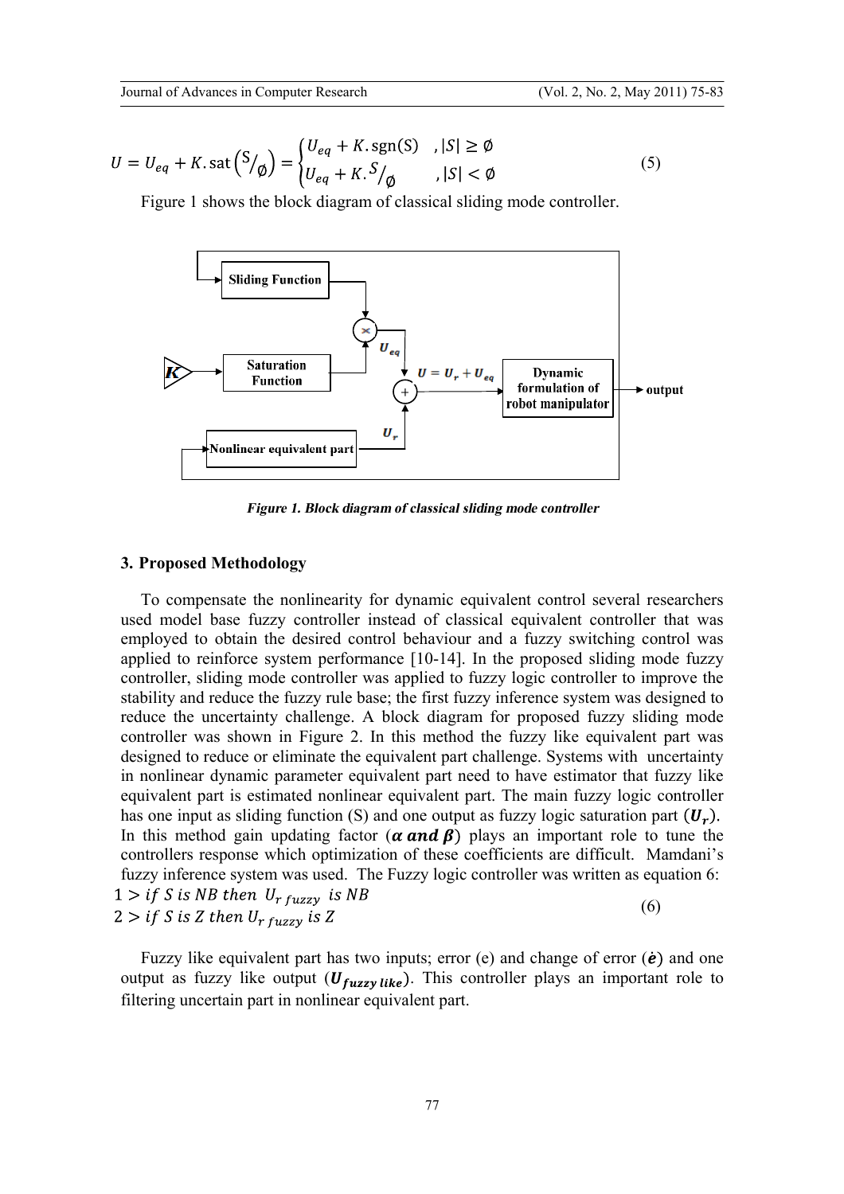$$U = U_{eq} + K.\text{sat}\left(S/_{\emptyset}\right) = \begin{cases} U_{eq} + K.\text{sgn}(S) & , |S| \geq \emptyset \\ U_{eq} + K.S/_{\emptyset} & , |S| < \emptyset \end{cases} \tag{5}$$

Figure 1 shows the block diagram of classical sliding mode controller.

*Figure 1. Block diagram of classical sliding mode controller*

## 3. Proposed Methodology

To compensate the nonlinearity for dynamic equivalent control several researchers used model base fuzzy controller instead of classical equivalent controller that was employed to obtain the desired control behaviour and a fuzzy switching control was applied to reinforce system performance [10-14]. In the proposed sliding mode fuzzy controller, sliding mode controller was applied to fuzzy logic controller to improve the stability and reduce the fuzzy rule base; the first fuzzy inference system was designed to reduce the uncertainty challenge. A block diagram for proposed fuzzy sliding mode controller was shown in Figure 2. In this method the fuzzy like equivalent part was designed to reduce or eliminate the equivalent part challenge. Systems with uncertainty in nonlinear dynamic parameter equivalent part need to have estimator that fuzzy like equivalent part is estimated nonlinear equivalent part. The main fuzzy logic controller has one input as sliding function (S) and one output as fuzzy logic saturation part ($\boldsymbol{U_r}$). In this method gain updating factor ($\boldsymbol{\alpha}$ **and** $\boldsymbol{\beta}$) plays an important role to tune the controllers response which optimization of these coefficients are difficult. Mamdani's fuzzy inference system was used. The Fuzzy logic controller was written as equation 6:

$$\begin{aligned} &1 > if\ S\ is\ NB\ then\ U_{r\,fuzzy}\ is\ NB \\ &2 > if\ S\ is\ Z\ then\ U_{r\,fuzzy}\ is\ Z \end{aligned} \tag{6}$$

Fuzzy like equivalent part has two inputs; error (e) and change of error ($\dot{\boldsymbol{e}}$) and one output as fuzzy like output ($\boldsymbol{U_{fuzzy\,like}}$). This controller plays an important role to filtering uncertain part in nonlinear equivalent part.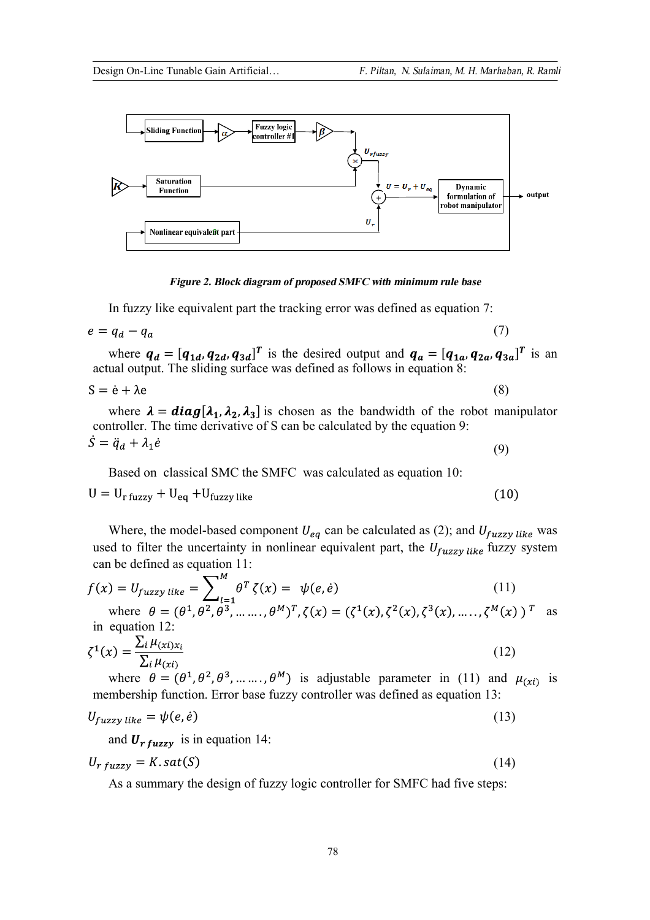**Figure 2. Block diagram of proposed SMFC with minimum rule base**

In fuzzy like equivalent part the tracking error was defined as equation 7:

$$e = q_d - q_a \tag{7}$$

where $\boldsymbol{q_d} = [\boldsymbol{q_{1d}}, \boldsymbol{q_{2d}}, \boldsymbol{q_{3d}}]^{\boldsymbol{T}}$ is the desired output and $\boldsymbol{q_a} = [\boldsymbol{q_{1a}}, \boldsymbol{q_{2a}}, \boldsymbol{q_{3a}}]^{\boldsymbol{T}}$ is an actual output. The sliding surface was defined as follows in equation 8:

$$\mathrm{S} = \dot{\mathrm{e}} + \lambda \mathrm{e} \tag{8}$$

where $\boldsymbol{\lambda} = \boldsymbol{diag}[\boldsymbol{\lambda_1}, \boldsymbol{\lambda_2}, \boldsymbol{\lambda_3}]$ is chosen as the bandwidth of the robot manipulator controller. The time derivative of S can be calculated by the equation 9:

$$\dot{S} = \ddot{q}_d + \lambda_1 \dot{e} \tag{9}$$

Based on classical SMC the SMFC was calculated as equation 10:

$$\mathrm{U} = \mathrm{U}_{\mathrm{r\ fuzzy}} + \mathrm{U}_{\mathrm{eq}} + \mathrm{U}_{\mathrm{fuzzy\ like}} \tag{10}$$

Where, the model-based component $U_{eq}$ can be calculated as (2); and $U_{fuzzy\ like}$ was used to filter the uncertainty in nonlinear equivalent part, the $U_{fuzzy\ like}$ fuzzy system can be defined as equation 11:

$$f(x) = U_{fuzzy\ like} = \sum_{l=1}^{M} \theta^T \zeta(x) = \psi(e, \dot{e}) \tag{11}$$

where $\theta = (\theta^1, \theta^2, \theta^3, \ldots\ldots, \theta^M)^T, \zeta(x) = (\zeta^1(x), \zeta^2(x), \zeta^3(x), \ldots\ldots, \zeta^M(x))^T$ as in equation 12:

$$\zeta^1(x) = \frac{\sum_i \mu_{(xi)} x_i}{\sum_i \mu_{(xi)}} \tag{12}$$

where $\theta = (\theta^1, \theta^2, \theta^3, \ldots\ldots, \theta^M)$ is adjustable parameter in (11) and $\mu_{(xi)}$ is membership function. Error base fuzzy controller was defined as equation 13:

$$U_{fuzzy\ like} = \psi(e, \dot{e}) \tag{13}$$

and $\boldsymbol{U_{r\ fuzzy}}$ is in equation 14:

$$U_{r\ fuzzy} = K.sat(S) \tag{14}$$

As a summary the design of fuzzy logic controller for SMFC had five steps: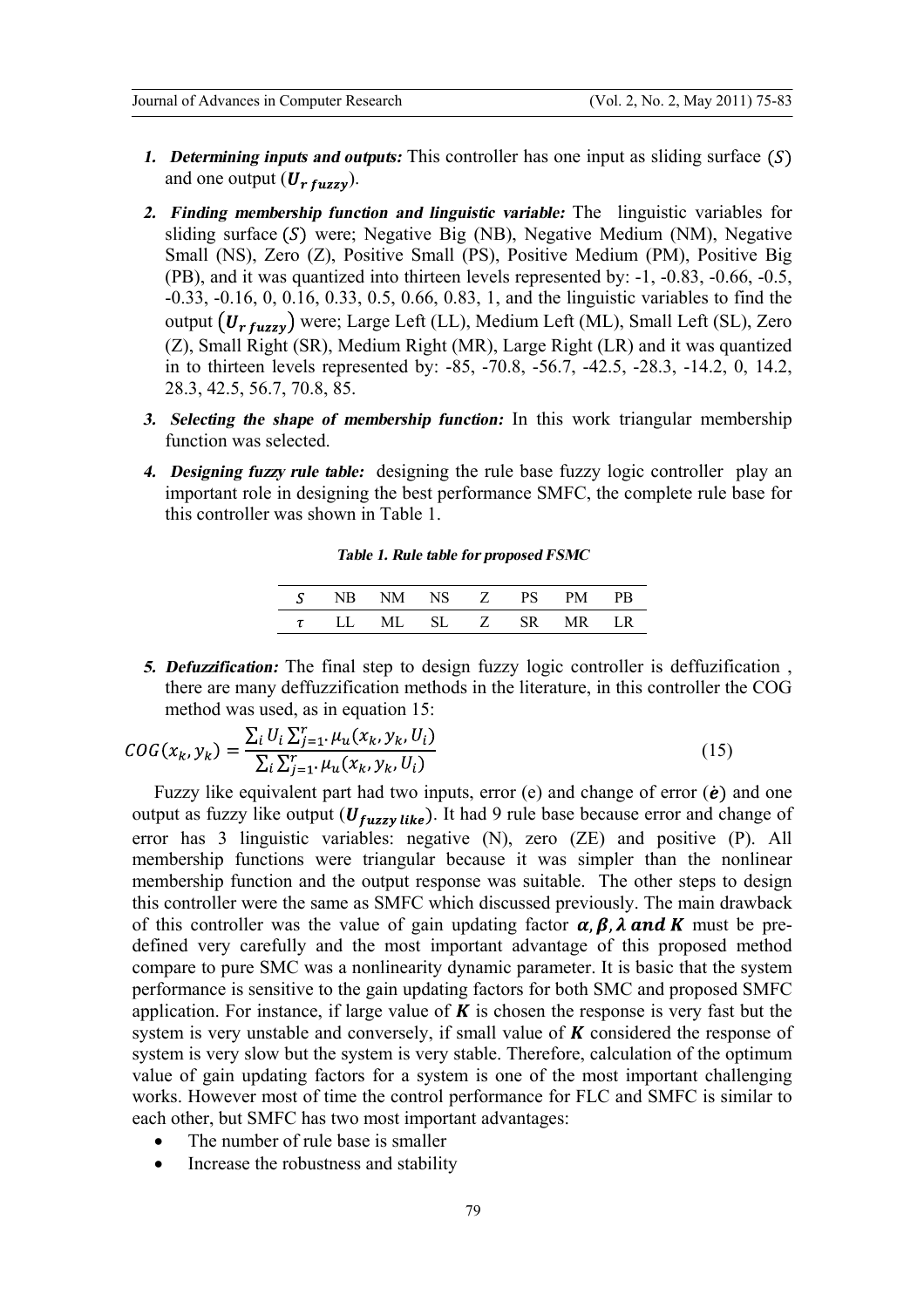1. ***Determining inputs and outputs:*** This controller has one input as sliding surface ($S$) and one output ($\boldsymbol{U_{r\,fuzzy}}$).

2. ***Finding membership function and linguistic variable:*** The linguistic variables for sliding surface ($S$) were; Negative Big (NB), Negative Medium (NM), Negative Small (NS), Zero (Z), Positive Small (PS), Positive Medium (PM), Positive Big (PB), and it was quantized into thirteen levels represented by: -1, -0.83, -0.66, -0.5, -0.33, -0.16, 0, 0.16, 0.33, 0.5, 0.66, 0.83, 1, and the linguistic variables to find the output ($\boldsymbol{U_{r\,fuzzy}}$) were; Large Left (LL), Medium Left (ML), Small Left (SL), Zero (Z), Small Right (SR), Medium Right (MR), Large Right (LR) and it was quantized in to thirteen levels represented by: -85, -70.8, -56.7, -42.5, -28.3, -14.2, 0, 14.2, 28.3, 42.5, 56.7, 70.8, 85.

3. ***Selecting the shape of membership function:*** In this work triangular membership function was selected.

4. ***Designing fuzzy rule table:*** designing the rule base fuzzy logic controller play an important role in designing the best performance SMFC, the complete rule base for this controller was shown in Table 1.

***Table 1. Rule table for proposed FSMC***

| $S$ | NB | NM | NS | Z | PS | PM | PB |
|---|---|---|---|---|---|---|---|
| $\tau$ | LL | ML | SL | Z | SR | MR | LR |

5. ***Defuzzification:*** The final step to design fuzzy logic controller is deffuzification , there are many deffuzzification methods in the literature, in this controller the COG method was used, as in equation 15:

$$COG(x_k, y_k) = \frac{\sum_i U_i \sum_{j=1}^{r} \cdot \mu_u(x_k, y_k, U_i)}{\sum_i \sum_{j=1}^{r} \cdot \mu_u(x_k, y_k, U_i)} \tag{15}$$

Fuzzy like equivalent part had two inputs, error (e) and change of error ($\dot{\boldsymbol{e}}$) and one output as fuzzy like output ($\boldsymbol{U_{fuzzy\,like}}$). It had 9 rule base because error and change of error has 3 linguistic variables: negative (N), zero (ZE) and positive (P). All membership functions were triangular because it was simpler than the nonlinear membership function and the output response was suitable. The other steps to design this controller were the same as SMFC which discussed previously. The main drawback of this controller was the value of gain updating factor $\boldsymbol{\alpha, \beta, \lambda}$ ***and*** $\boldsymbol{K}$ must be pre-defined very carefully and the most important advantage of this proposed method compare to pure SMC was a nonlinearity dynamic parameter. It is basic that the system performance is sensitive to the gain updating factors for both SMC and proposed SMFC application. For instance, if large value of $\boldsymbol{K}$ is chosen the response is very fast but the system is very unstable and conversely, if small value of $\boldsymbol{K}$ considered the response of system is very slow but the system is very stable. Therefore, calculation of the optimum value of gain updating factors for a system is one of the most important challenging works. However most of time the control performance for FLC and SMFC is similar to each other, but SMFC has two most important advantages:

- The number of rule base is smaller
- Increase the robustness and stability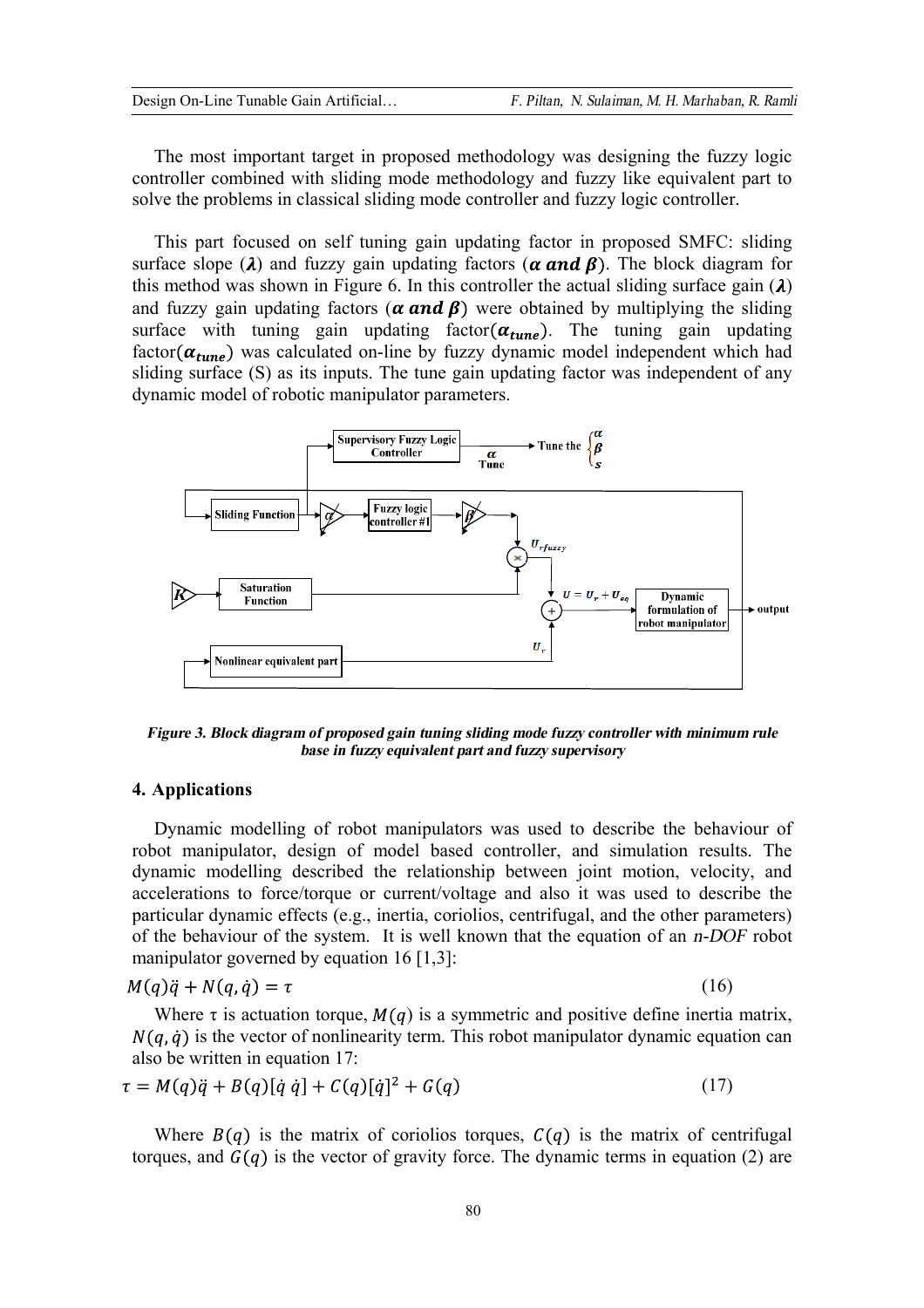The most important target in proposed methodology was designing the fuzzy logic controller combined with sliding mode methodology and fuzzy like equivalent part to solve the problems in classical sliding mode controller and fuzzy logic controller.

This part focused on self tuning gain updating factor in proposed SMFC: sliding surface slope ($\boldsymbol{\lambda}$) and fuzzy gain updating factors ($\boldsymbol{\alpha}$ **and** $\boldsymbol{\beta}$). The block diagram for this method was shown in Figure 6. In this controller the actual sliding surface gain ($\boldsymbol{\lambda}$) and fuzzy gain updating factors ($\boldsymbol{\alpha}$ **and** $\boldsymbol{\beta}$) were obtained by multiplying the sliding surface with tuning gain updating factor($\boldsymbol{\alpha_{tune}}$). The tuning gain updating factor($\boldsymbol{\alpha_{tune}}$) was calculated on-line by fuzzy dynamic model independent which had sliding surface (S) as its inputs. The tune gain updating factor was independent of any dynamic model of robotic manipulator parameters.

***Figure 3. Block diagram of proposed gain tuning sliding mode fuzzy controller with minimum rule base in fuzzy equivalent part and fuzzy supervisory***

## 4. Applications

Dynamic modelling of robot manipulators was used to describe the behaviour of robot manipulator, design of model based controller, and simulation results. The dynamic modelling described the relationship between joint motion, velocity, and accelerations to force/torque or current/voltage and also it was used to describe the particular dynamic effects (e.g., inertia, coriolios, centrifugal, and the other parameters) of the behaviour of the system. It is well known that the equation of an *n-DOF* robot manipulator governed by equation 16 [1,3]:

$$M(q)\ddot{q} + N(q,\dot{q}) = \tau \tag{16}$$

Where $\tau$ is actuation torque, $M(q)$ is a symmetric and positive define inertia matrix, $N(q,\dot{q})$ is the vector of nonlinearity term. This robot manipulator dynamic equation can also be written in equation 17:

$$\tau = M(q)\ddot{q} + B(q)[\dot{q}\,\dot{q}] + C(q)[\dot{q}]^2 + G(q) \tag{17}$$

Where $B(q)$ is the matrix of coriolios torques, $C(q)$ is the matrix of centrifugal torques, and $G(q)$ is the vector of gravity force. The dynamic terms in equation (2) are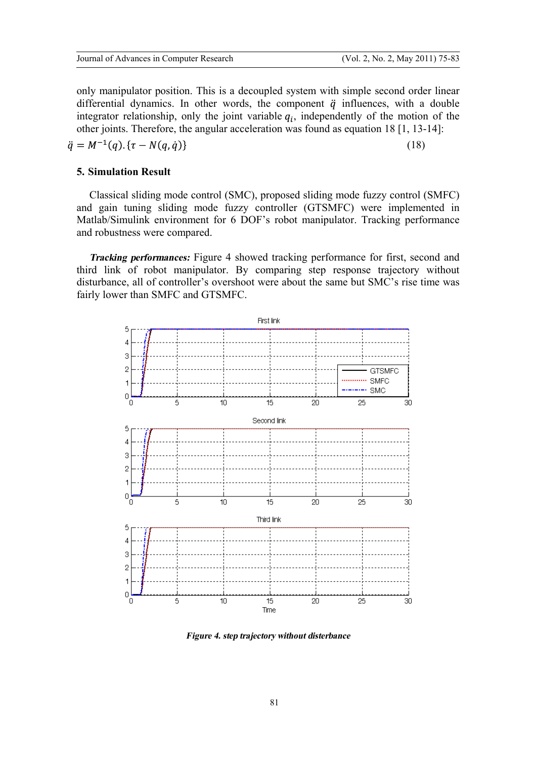only manipulator position. This is a decoupled system with simple second order linear differential dynamics. In other words, the component $\ddot{q}$ influences, with a double integrator relationship, only the joint variable $q_i$, independently of the motion of the other joints. Therefore, the angular acceleration was found as equation 18 [1, 13-14]:

$$\ddot{q} = M^{-1}(q).\{\tau - N(q,\dot{q})\} \quad (18)$$

### 5. Simulation Result

Classical sliding mode control (SMC), proposed sliding mode fuzzy control (SMFC) and gain tuning sliding mode fuzzy controller (GTSMFC) were implemented in Matlab/Simulink environment for 6 DOF's robot manipulator. Tracking performance and robustness were compared.

***Tracking performances:*** Figure 4 showed tracking performance for first, second and third link of robot manipulator. By comparing step response trajectory without disturbance, all of controller's overshoot were about the same but SMC's rise time was fairly lower than SMFC and GTSMFC.

***Figure 4. step trajectory without disterbance***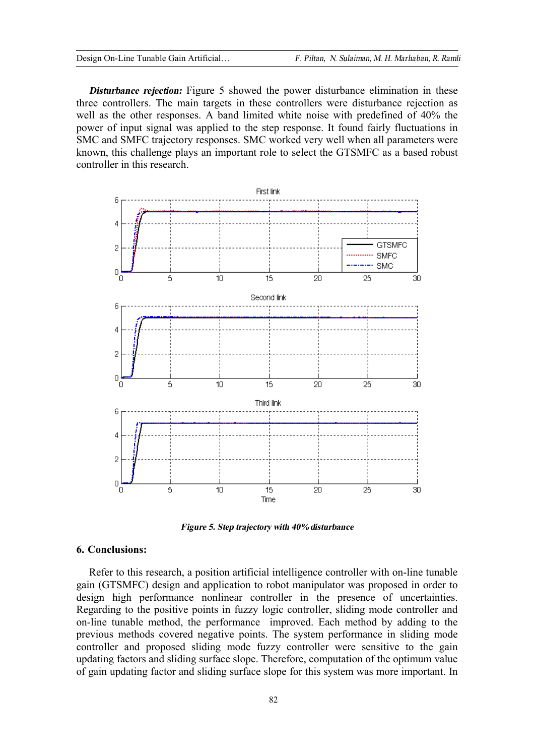***Disturbance rejection:*** Figure 5 showed the power disturbance elimination in these three controllers. The main targets in these controllers were disturbance rejection as well as the other responses. A band limited white noise with predefined of 40% the power of input signal was applied to the step response. It found fairly fluctuations in SMC and SMFC trajectory responses. SMC worked very well when all parameters were known, this challenge plays an important role to select the GTSMFC as a based robust controller in this research.

***Figure 5. Step trajectory with 40% disturbance***

## 6. Conclusions:

Refer to this research, a position artificial intelligence controller with on-line tunable gain (GTSMFC) design and application to robot manipulator was proposed in order to design high performance nonlinear controller in the presence of uncertainties. Regarding to the positive points in fuzzy logic controller, sliding mode controller and on-line tunable method, the performance improved. Each method by adding to the previous methods covered negative points. The system performance in sliding mode controller and proposed sliding mode fuzzy controller were sensitive to the gain updating factors and sliding surface slope. Therefore, computation of the optimum value of gain updating factor and sliding surface slope for this system was more important. In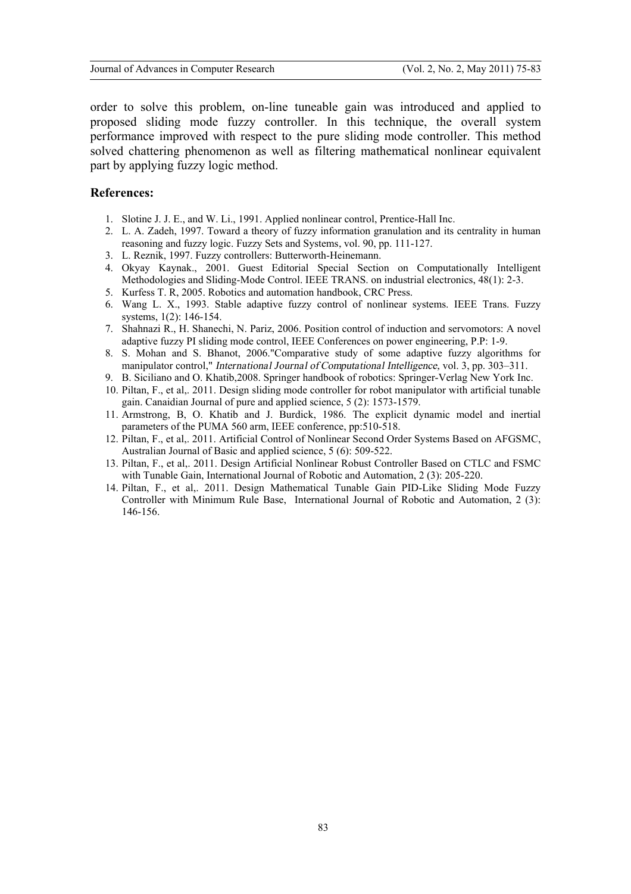order to solve this problem, on-line tuneable gain was introduced and applied to proposed sliding mode fuzzy controller. In this technique, the overall system performance improved with respect to the pure sliding mode controller. This method solved chattering phenomenon as well as filtering mathematical nonlinear equivalent part by applying fuzzy logic method.

**References:**

1. Slotine J. J. E., and W. Li., 1991. Applied nonlinear control, Prentice-Hall Inc.
2. L. A. Zadeh, 1997. Toward a theory of fuzzy information granulation and its centrality in human reasoning and fuzzy logic. Fuzzy Sets and Systems, vol. 90, pp. 111-127.
3. L. Reznik, 1997. Fuzzy controllers: Butterworth-Heinemann.
4. Okyay Kaynak., 2001. Guest Editorial Special Section on Computationally Intelligent Methodologies and Sliding-Mode Control. IEEE TRANS. on industrial electronics, 48(1): 2-3.
5. Kurfess T. R, 2005. Robotics and automation handbook, CRC Press.
6. Wang L. X., 1993. Stable adaptive fuzzy control of nonlinear systems. IEEE Trans. Fuzzy systems, 1(2): 146-154.
7. Shahnazi R., H. Shanechi, N. Pariz, 2006. Position control of induction and servomotors: A novel adaptive fuzzy PI sliding mode control, IEEE Conferences on power engineering, P.P: 1-9.
8. S. Mohan and S. Bhanot, 2006."Comparative study of some adaptive fuzzy algorithms for manipulator control," *International Journal of Computational Intelligence*, vol. 3, pp. 303–311.
9. B. Siciliano and O. Khatib,2008. Springer handbook of robotics: Springer-Verlag New York Inc.
10. Piltan, F., et al,. 2011. Design sliding mode controller for robot manipulator with artificial tunable gain. Canaidian Journal of pure and applied science, 5 (2): 1573-1579.
11. Armstrong, B, O. Khatib and J. Burdick, 1986. The explicit dynamic model and inertial parameters of the PUMA 560 arm, IEEE conference, pp:510-518.
12. Piltan, F., et al,. 2011. Artificial Control of Nonlinear Second Order Systems Based on AFGSMC, Australian Journal of Basic and applied science, 5 (6): 509-522.
13. Piltan, F., et al,. 2011. Design Artificial Nonlinear Robust Controller Based on CTLC and FSMC with Tunable Gain, International Journal of Robotic and Automation, 2 (3): 205-220.
14. Piltan, F., et al,. 2011. Design Mathematical Tunable Gain PID-Like Sliding Mode Fuzzy Controller with Minimum Rule Base, International Journal of Robotic and Automation, 2 (3): 146-156.